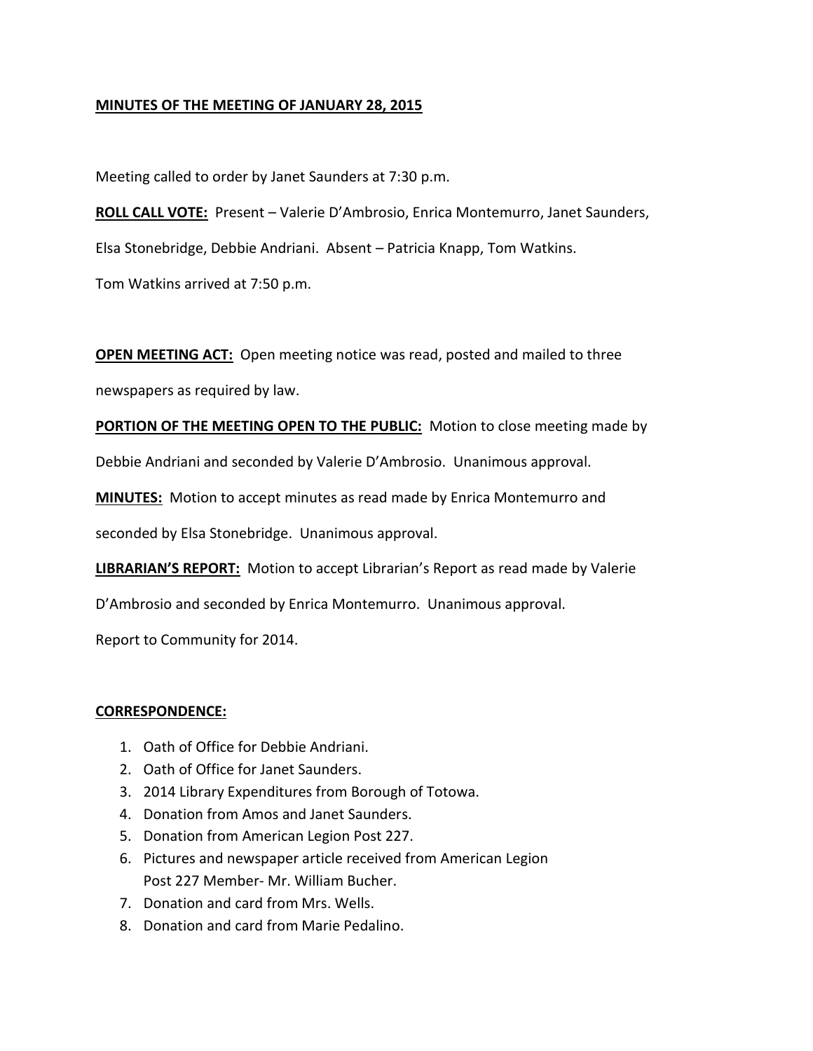**MINUTES OF THE MEETING OF JANUARY 28, 2015**

Meeting called to order by Janet Saunders at 7:30 p.m.

**ROLL CALL VOTE:** Present – Valerie D'Ambrosio, Enrica Montemurro, Janet Saunders, Elsa Stonebridge, Debbie Andriani. Absent – Patricia Knapp, Tom Watkins.

Tom Watkins arrived at 7:50 p.m.

**OPEN MEETING ACT:** Open meeting notice was read, posted and mailed to three newspapers as required by law.

**PORTION OF THE MEETING OPEN TO THE PUBLIC:** Motion to close meeting made by Debbie Andriani and seconded by Valerie D'Ambrosio. Unanimous approval.

**MINUTES:** Motion to accept minutes as read made by Enrica Montemurro and seconded by Elsa Stonebridge. Unanimous approval.

**LIBRARIAN'S REPORT:** Motion to accept Librarian's Report as read made by Valerie D'Ambrosio and seconded by Enrica Montemurro. Unanimous approval.

Report to Community for 2014.

**CORRESPONDENCE:**

1. Oath of Office for Debbie Andriani.
2. Oath of Office for Janet Saunders.
3. 2014 Library Expenditures from Borough of Totowa.
4. Donation from Amos and Janet Saunders.
5. Donation from American Legion Post 227.
6. Pictures and newspaper article received from American Legion Post 227 Member- Mr. William Bucher.
7. Donation and card from Mrs. Wells.
8. Donation and card from Marie Pedalino.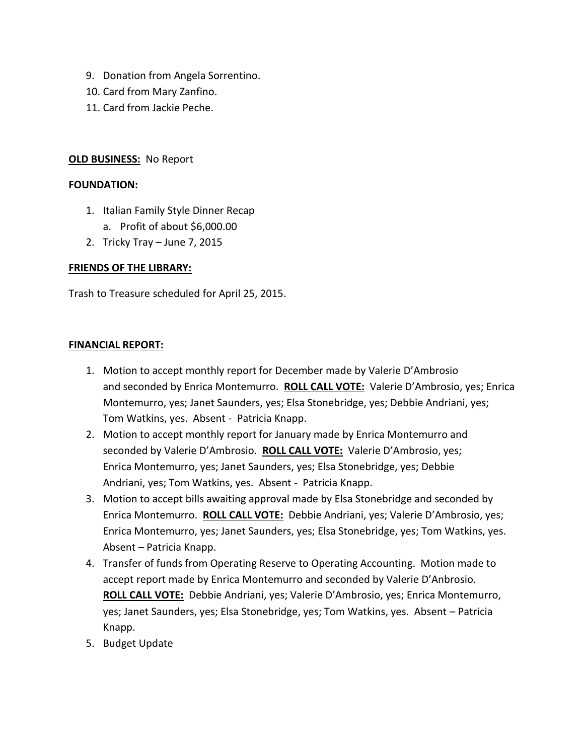9. Donation from Angela Sorrentino.
10. Card from Mary Zanfino.
11. Card from Jackie Peche.

**OLD BUSINESS:** No Report

**FOUNDATION:**

1. Italian Family Style Dinner Recap
   a. Profit of about $6,000.00
2. Tricky Tray – June 7, 2015

**FRIENDS OF THE LIBRARY:**

Trash to Treasure scheduled for April 25, 2015.

**FINANCIAL REPORT:**

1. Motion to accept monthly report for December made by Valerie D'Ambrosio and seconded by Enrica Montemurro. **ROLL CALL VOTE:** Valerie D'Ambrosio, yes; Enrica Montemurro, yes; Janet Saunders, yes; Elsa Stonebridge, yes; Debbie Andriani, yes; Tom Watkins, yes. Absent - Patricia Knapp.
2. Motion to accept monthly report for January made by Enrica Montemurro and seconded by Valerie D'Ambrosio. **ROLL CALL VOTE:** Valerie D'Ambrosio, yes; Enrica Montemurro, yes; Janet Saunders, yes; Elsa Stonebridge, yes; Debbie Andriani, yes; Tom Watkins, yes. Absent - Patricia Knapp.
3. Motion to accept bills awaiting approval made by Elsa Stonebridge and seconded by Enrica Montemurro. **ROLL CALL VOTE:** Debbie Andriani, yes; Valerie D'Ambrosio, yes; Enrica Montemurro, yes; Janet Saunders, yes; Elsa Stonebridge, yes; Tom Watkins, yes. Absent – Patricia Knapp.
4. Transfer of funds from Operating Reserve to Operating Accounting. Motion made to accept report made by Enrica Montemurro and seconded by Valerie D'Anbrosio. **ROLL CALL VOTE:** Debbie Andriani, yes; Valerie D'Ambrosio, yes; Enrica Montemurro, yes; Janet Saunders, yes; Elsa Stonebridge, yes; Tom Watkins, yes. Absent – Patricia Knapp.
5. Budget Update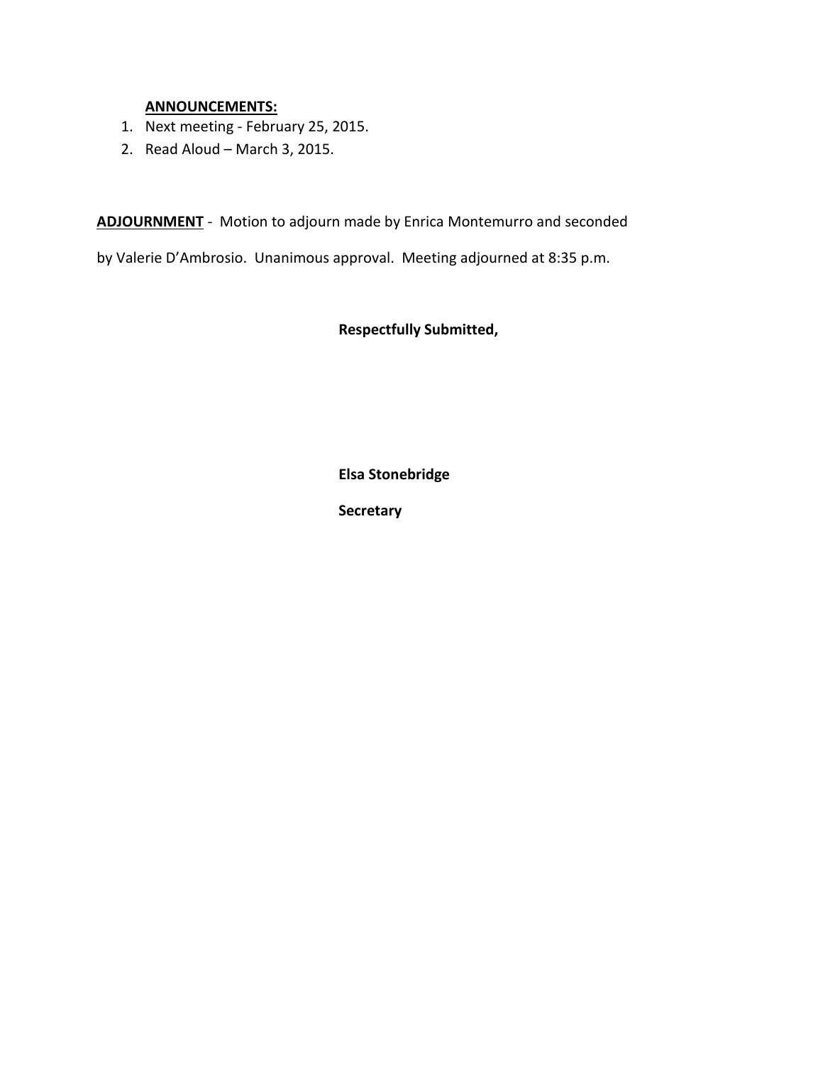**ANNOUNCEMENTS:**

1. Next meeting - February 25, 2015.
2. Read Aloud – March 3, 2015.

**ADJOURNMENT** - Motion to adjourn made by Enrica Montemurro and seconded by Valerie D'Ambrosio. Unanimous approval. Meeting adjourned at 8:35 p.m.

**Respectfully Submitted,**

**Elsa Stonebridge**

**Secretary**